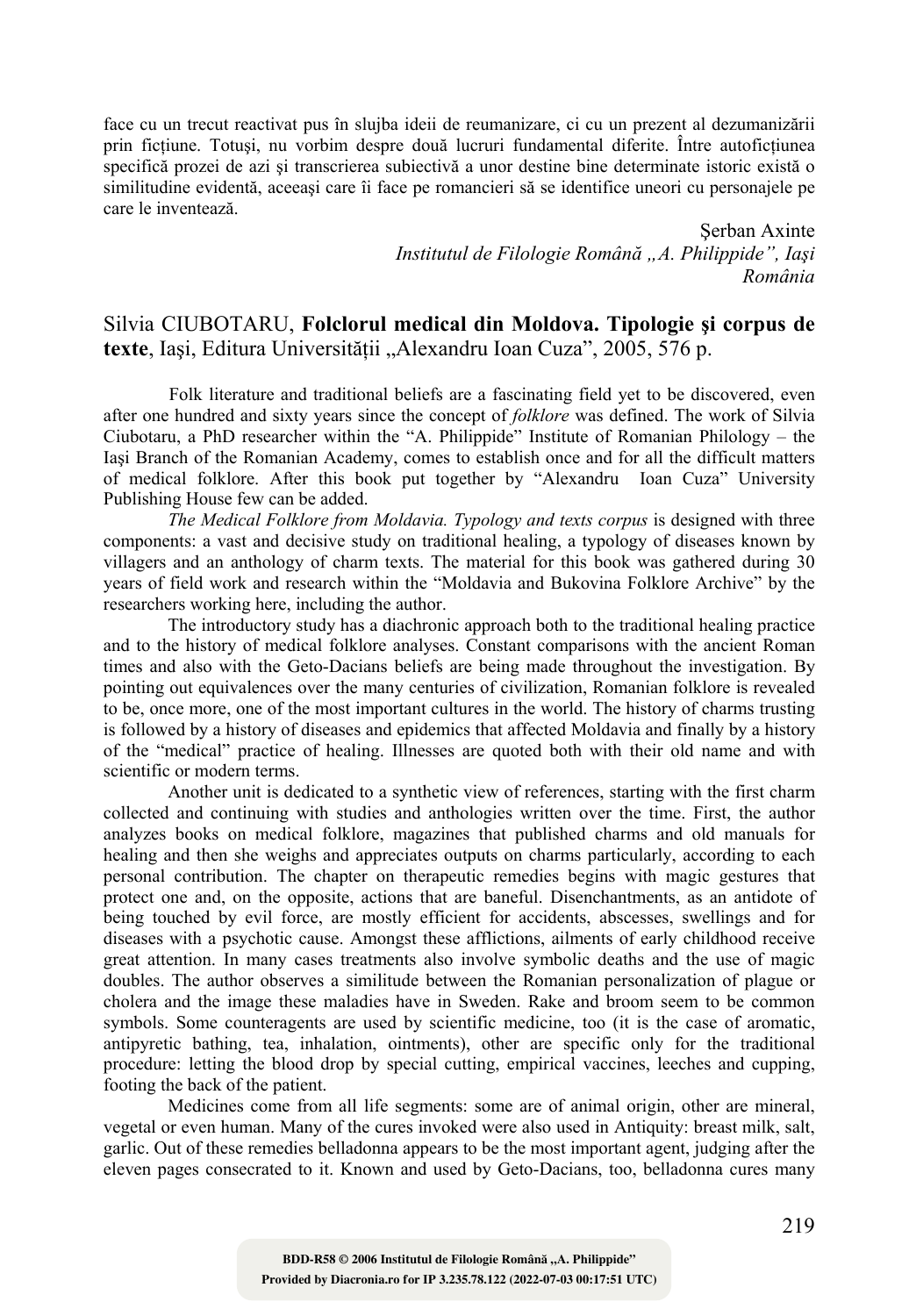face cu un trecut reactivat pus în slujba ideii de reumanizare, ci cu un prezent al dezumanizării prin ficțiune. Totuşi, nu vorbim despre două lucruri fundamental diferite. Între autoficțiunea specifică prozei de azi şi transcrierea subiectivă a unor destine bine determinate istoric există o similitudine evidentă, aceeaşi care îi face pe romancieri să se identifice uneori cu personajele pe care le inventează.

Şerban Axinte
*Institutul de Filologie Română „A. Philippide", Iaşi*
*România*

Silvia CIUBOTARU, **Folclorul medical din Moldova. Tipologie şi corpus de texte**, Iaşi, Editura Universității „Alexandru Ioan Cuza", 2005, 576 p.

Folk literature and traditional beliefs are a fascinating field yet to be discovered, even after one hundred and sixty years since the concept of *folklore* was defined. The work of Silvia Ciubotaru, a PhD researcher within the "A. Philippide" Institute of Romanian Philology – the Iaşi Branch of the Romanian Academy, comes to establish once and for all the difficult matters of medical folklore. After this book put together by "Alexandru Ioan Cuza" University Publishing House few can be added.

*The Medical Folklore from Moldavia. Typology and texts corpus* is designed with three components: a vast and decisive study on traditional healing, a typology of diseases known by villagers and an anthology of charm texts. The material for this book was gathered during 30 years of field work and research within the "Moldavia and Bukovina Folklore Archive" by the researchers working here, including the author.

The introductory study has a diachronic approach both to the traditional healing practice and to the history of medical folklore analyses. Constant comparisons with the ancient Roman times and also with the Geto-Dacians beliefs are being made throughout the investigation. By pointing out equivalences over the many centuries of civilization, Romanian folklore is revealed to be, once more, one of the most important cultures in the world. The history of charms trusting is followed by a history of diseases and epidemics that affected Moldavia and finally by a history of the "medical" practice of healing. Illnesses are quoted both with their old name and with scientific or modern terms.

Another unit is dedicated to a synthetic view of references, starting with the first charm collected and continuing with studies and anthologies written over the time. First, the author analyzes books on medical folklore, magazines that published charms and old manuals for healing and then she weighs and appreciates outputs on charms particularly, according to each personal contribution. The chapter on therapeutic remedies begins with magic gestures that protect one and, on the opposite, actions that are baneful. Disenchantments, as an antidote of being touched by evil force, are mostly efficient for accidents, abscesses, swellings and for diseases with a psychotic cause. Amongst these afflictions, ailments of early childhood receive great attention. In many cases treatments also involve symbolic deaths and the use of magic doubles. The author observes a similitude between the Romanian personalization of plague or cholera and the image these maladies have in Sweden. Rake and broom seem to be common symbols. Some counteragents are used by scientific medicine, too (it is the case of aromatic, antipyretic bathing, tea, inhalation, ointments), other are specific only for the traditional procedure: letting the blood drop by special cutting, empirical vaccines, leeches and cupping, footing the back of the patient.

Medicines come from all life segments: some are of animal origin, other are mineral, vegetal or even human. Many of the cures invoked were also used in Antiquity: breast milk, salt, garlic. Out of these remedies belladonna appears to be the most important agent, judging after the eleven pages consecrated to it. Known and used by Geto-Dacians, too, belladonna cures many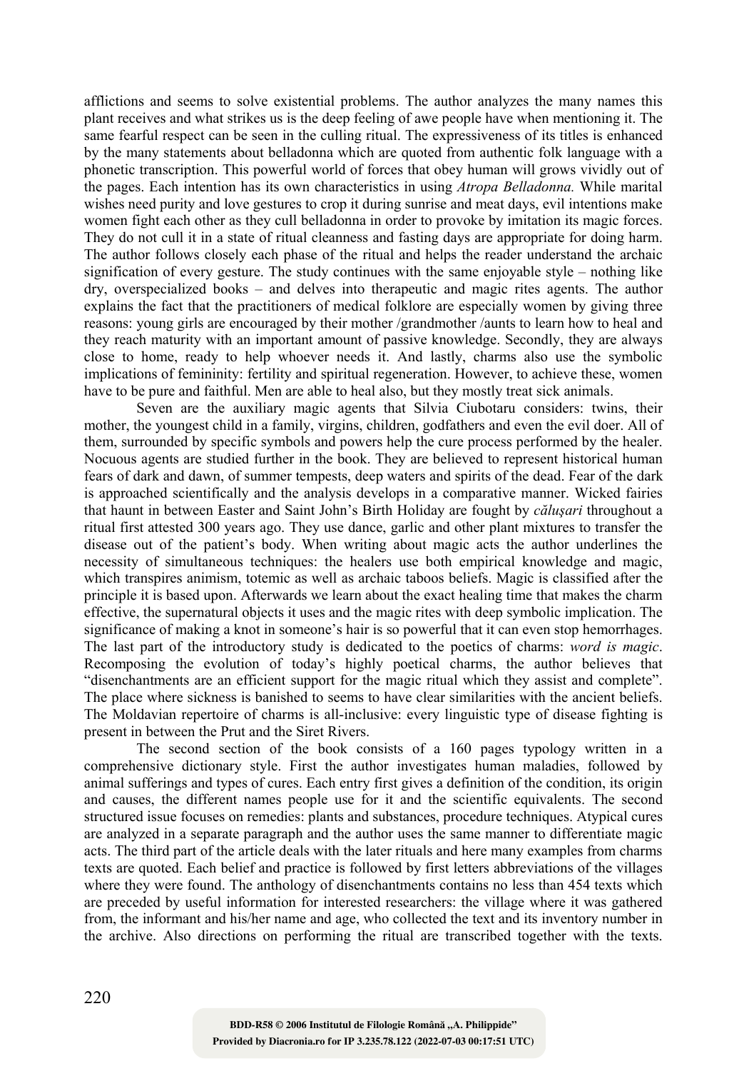afflictions and seems to solve existential problems. The author analyzes the many names this plant receives and what strikes us is the deep feeling of awe people have when mentioning it. The same fearful respect can be seen in the culling ritual. The expressiveness of its titles is enhanced by the many statements about belladonna which are quoted from authentic folk language with a phonetic transcription. This powerful world of forces that obey human will grows vividly out of the pages. Each intention has its own characteristics in using *Atropa Belladonna.* While marital wishes need purity and love gestures to crop it during sunrise and meat days, evil intentions make women fight each other as they cull belladonna in order to provoke by imitation its magic forces. They do not cull it in a state of ritual cleanness and fasting days are appropriate for doing harm. The author follows closely each phase of the ritual and helps the reader understand the archaic signification of every gesture. The study continues with the same enjoyable style – nothing like dry, overspecialized books – and delves into therapeutic and magic rites agents. The author explains the fact that the practitioners of medical folklore are especially women by giving three reasons: young girls are encouraged by their mother /grandmother /aunts to learn how to heal and they reach maturity with an important amount of passive knowledge. Secondly, they are always close to home, ready to help whoever needs it. And lastly, charms also use the symbolic implications of femininity: fertility and spiritual regeneration. However, to achieve these, women have to be pure and faithful. Men are able to heal also, but they mostly treat sick animals.

Seven are the auxiliary magic agents that Silvia Ciubotaru considers: twins, their mother, the youngest child in a family, virgins, children, godfathers and even the evil doer. All of them, surrounded by specific symbols and powers help the cure process performed by the healer. Nocuous agents are studied further in the book. They are believed to represent historical human fears of dark and dawn, of summer tempests, deep waters and spirits of the dead. Fear of the dark is approached scientifically and the analysis develops in a comparative manner. Wicked fairies that haunt in between Easter and Saint John's Birth Holiday are fought by *călușari* throughout a ritual first attested 300 years ago. They use dance, garlic and other plant mixtures to transfer the disease out of the patient's body. When writing about magic acts the author underlines the necessity of simultaneous techniques: the healers use both empirical knowledge and magic, which transpires animism, totemic as well as archaic taboos beliefs. Magic is classified after the principle it is based upon. Afterwards we learn about the exact healing time that makes the charm effective, the supernatural objects it uses and the magic rites with deep symbolic implication. The significance of making a knot in someone's hair is so powerful that it can even stop hemorrhages. The last part of the introductory study is dedicated to the poetics of charms: *word is magic*. Recomposing the evolution of today's highly poetical charms, the author believes that "disenchantments are an efficient support for the magic ritual which they assist and complete". The place where sickness is banished to seems to have clear similarities with the ancient beliefs. The Moldavian repertoire of charms is all-inclusive: every linguistic type of disease fighting is present in between the Prut and the Siret Rivers.

The second section of the book consists of a 160 pages typology written in a comprehensive dictionary style. First the author investigates human maladies, followed by animal sufferings and types of cures. Each entry first gives a definition of the condition, its origin and causes, the different names people use for it and the scientific equivalents. The second structured issue focuses on remedies: plants and substances, procedure techniques. Atypical cures are analyzed in a separate paragraph and the author uses the same manner to differentiate magic acts. The third part of the article deals with the later rituals and here many examples from charms texts are quoted. Each belief and practice is followed by first letters abbreviations of the villages where they were found. The anthology of disenchantments contains no less than 454 texts which are preceded by useful information for interested researchers: the village where it was gathered from, the informant and his/her name and age, who collected the text and its inventory number in the archive. Also directions on performing the ritual are transcribed together with the texts.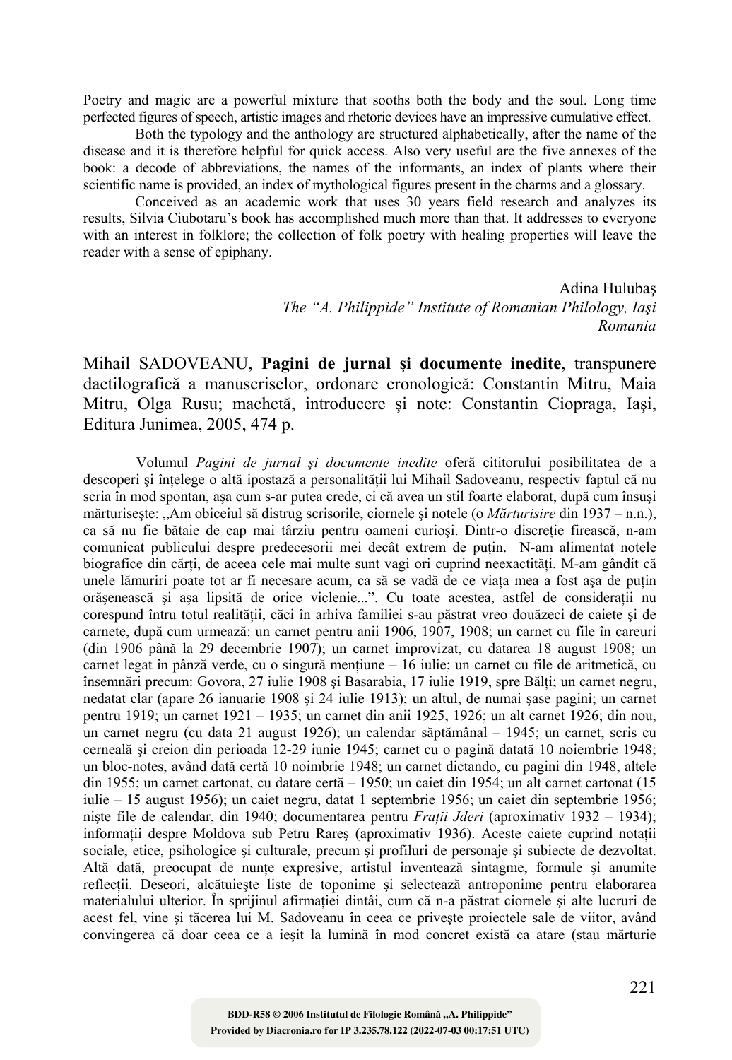Poetry and magic are a powerful mixture that sooths both the body and the soul. Long time perfected figures of speech, artistic images and rhetoric devices have an impressive cumulative effect.

Both the typology and the anthology are structured alphabetically, after the name of the disease and it is therefore helpful for quick access. Also very useful are the five annexes of the book: a decode of abbreviations, the names of the informants, an index of plants where their scientific name is provided, an index of mythological figures present in the charms and a glossary.

Conceived as an academic work that uses 30 years field research and analyzes its results, Silvia Ciubotaru's book has accomplished much more than that. It addresses to everyone with an interest in folklore; the collection of folk poetry with healing properties will leave the reader with a sense of epiphany.

Adina Hulubaş
*The "A. Philippide" Institute of Romanian Philology, Iaşi Romania*

Mihail SADOVEANU, **Pagini de jurnal şi documente inedite**, transpunere dactilografică a manuscriselor, ordonare cronologică: Constantin Mitru, Maia Mitru, Olga Rusu; machetă, introducere şi note: Constantin Ciopraga, Iaşi, Editura Junimea, 2005, 474 p.

Volumul *Pagini de jurnal şi documente inedite* oferă cititorului posibilitatea de a descoperi şi înţelege o altă ipostază a personalităţii lui Mihail Sadoveanu, respectiv faptul că nu scria în mod spontan, aşa cum s-ar putea crede, ci că avea un stil foarte elaborat, după cum însuşi mărturiseşte: „Am obiceiul să distrug scrisorile, ciornele şi notele (o *Mărturisire* din 1937 – n.n.), ca să nu fie bătaie de cap mai târziu pentru oameni curioşi. Dintr-o discreţie firească, n-am comunicat publicului despre predecesorii mei decât extrem de puţin. N-am alimentat notele biografice din cărţi, de aceea cele mai multe sunt vagi ori cuprind neexactităţi. M-am gândit că unele lămuriri poate tot ar fi necesare acum, ca să se vadă de ce viaţa mea a fost aşa de puţin orăşenească şi aşa lipsită de orice viclenie...". Cu toate acestea, astfel de consideraţii nu corespund întru totul realităţii, căci în arhiva familiei s-au păstrat vreo douăzeci de caiete şi de carnete, după cum urmează: un carnet pentru anii 1906, 1907, 1908; un carnet cu file în careuri (din 1906 până la 29 decembrie 1907); un carnet improvizat, cu datarea 18 august 1908; un carnet legat în pânză verde, cu o singură menţiune – 16 iulie; un carnet cu file de aritmetică, cu însemnări precum: Govora, 27 iulie 1908 şi Basarabia, 17 iulie 1919, spre Bălţi; un carnet negru, nedatat clar (apare 26 ianuarie 1908 şi 24 iulie 1913); un altul, de numai şase pagini; un carnet pentru 1919; un carnet 1921 – 1935; un carnet din anii 1925, 1926; un alt carnet 1926; din nou, un carnet negru (cu data 21 august 1926); un calendar săptămânal – 1945; un carnet, scris cu cerneală şi creion din perioada 12-29 iunie 1945; carnet cu o pagină datată 10 noiembrie 1948; un bloc-notes, având dată certă 10 noimbrie 1948; un carnet dictando, cu pagini din 1948, altele din 1955; un carnet cartonat, cu datare certă – 1950; un caiet din 1954; un alt carnet cartonat (15 iulie – 15 august 1956); un caiet negru, datat 1 septembrie 1956; un caiet din septembrie 1956; nişte file de calendar, din 1940; documentarea pentru *Fraţii Jderi* (aproximativ 1932 – 1934); informaţii despre Moldova sub Petru Rareş (aproximativ 1936). Aceste caiete cuprind notaţii sociale, etice, psihologice şi culturale, precum şi profiluri de personaje şi subiecte de dezvoltat. Altă dată, preocupat de nunţe expresive, artistul inventează sintagme, formule şi anumite reflecţii. Deseori, alcătuieşte liste de toponime şi selectează antroponime pentru elaborarea materialului ulterior. În sprijinul afirmaţiei dintâi, cum că n-a păstrat ciornele şi alte lucruri de acest fel, vine şi tăcerea lui M. Sadoveanu în ceea ce priveşte proiectele sale de viitor, având convingerea că doar ceea ce a ieşit la lumină în mod concret există ca atare (stau mărturie